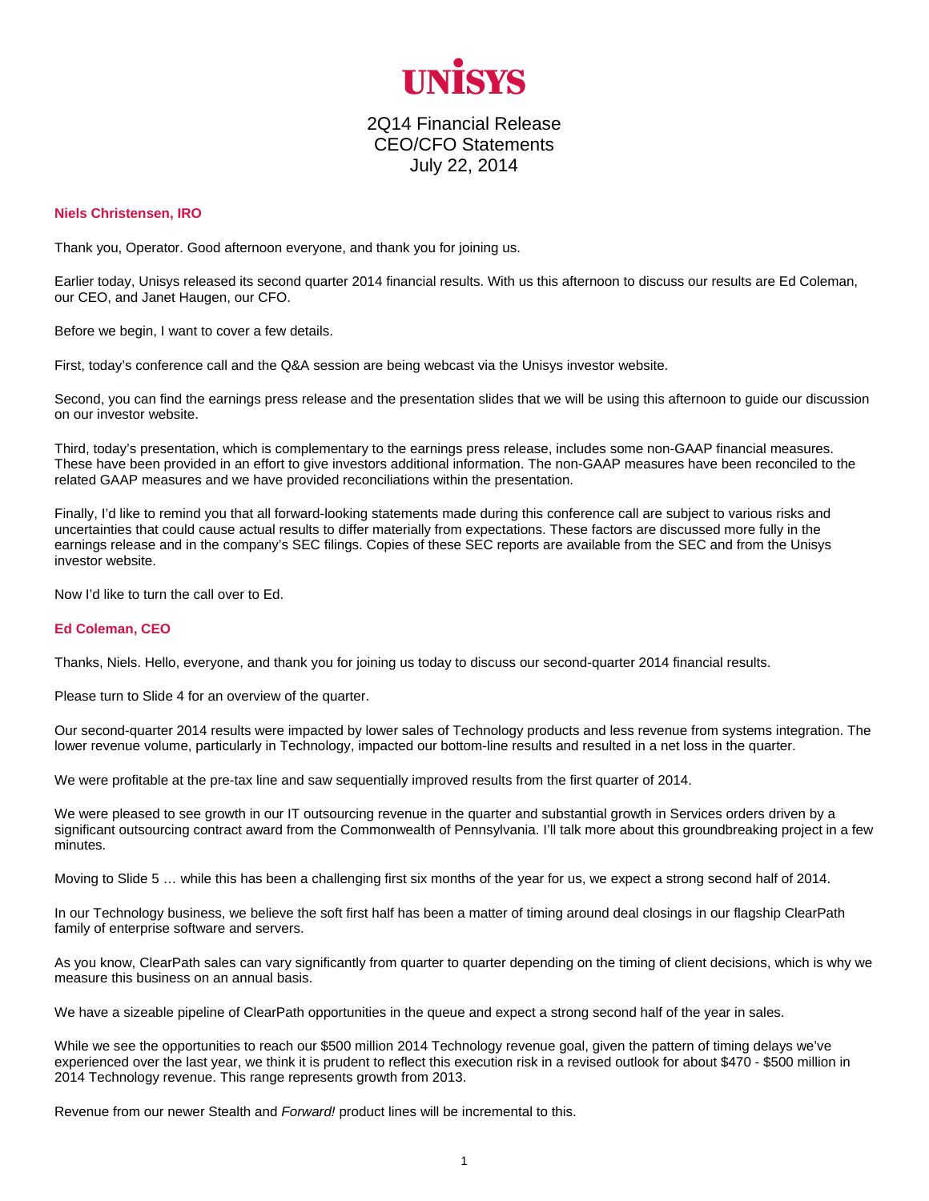# UNISYS

## 2Q14 Financial Release
## CEO/CFO Statements
## July 22, 2014

**Niels Christensen, IRO**

Thank you, Operator. Good afternoon everyone, and thank you for joining us.

Earlier today, Unisys released its second quarter 2014 financial results. With us this afternoon to discuss our results are Ed Coleman, our CEO, and Janet Haugen, our CFO.

Before we begin, I want to cover a few details.

First, today's conference call and the Q&A session are being webcast via the Unisys investor website.

Second, you can find the earnings press release and the presentation slides that we will be using this afternoon to guide our discussion on our investor website.

Third, today's presentation, which is complementary to the earnings press release, includes some non-GAAP financial measures. These have been provided in an effort to give investors additional information. The non-GAAP measures have been reconciled to the related GAAP measures and we have provided reconciliations within the presentation.

Finally, I'd like to remind you that all forward-looking statements made during this conference call are subject to various risks and uncertainties that could cause actual results to differ materially from expectations. These factors are discussed more fully in the earnings release and in the company's SEC filings. Copies of these SEC reports are available from the SEC and from the Unisys investor website.

Now I'd like to turn the call over to Ed.

**Ed Coleman, CEO**

Thanks, Niels. Hello, everyone, and thank you for joining us today to discuss our second-quarter 2014 financial results.

Please turn to Slide 4 for an overview of the quarter.

Our second-quarter 2014 results were impacted by lower sales of Technology products and less revenue from systems integration. The lower revenue volume, particularly in Technology, impacted our bottom-line results and resulted in a net loss in the quarter.

We were profitable at the pre-tax line and saw sequentially improved results from the first quarter of 2014.

We were pleased to see growth in our IT outsourcing revenue in the quarter and substantial growth in Services orders driven by a significant outsourcing contract award from the Commonwealth of Pennsylvania. I'll talk more about this groundbreaking project in a few minutes.

Moving to Slide 5 … while this has been a challenging first six months of the year for us, we expect a strong second half of 2014.

In our Technology business, we believe the soft first half has been a matter of timing around deal closings in our flagship ClearPath family of enterprise software and servers.

As you know, ClearPath sales can vary significantly from quarter to quarter depending on the timing of client decisions, which is why we measure this business on an annual basis.

We have a sizeable pipeline of ClearPath opportunities in the queue and expect a strong second half of the year in sales.

While we see the opportunities to reach our $500 million 2014 Technology revenue goal, given the pattern of timing delays we've experienced over the last year, we think it is prudent to reflect this execution risk in a revised outlook for about $470 - $500 million in 2014 Technology revenue. This range represents growth from 2013.

Revenue from our newer Stealth and *Forward!* product lines will be incremental to this.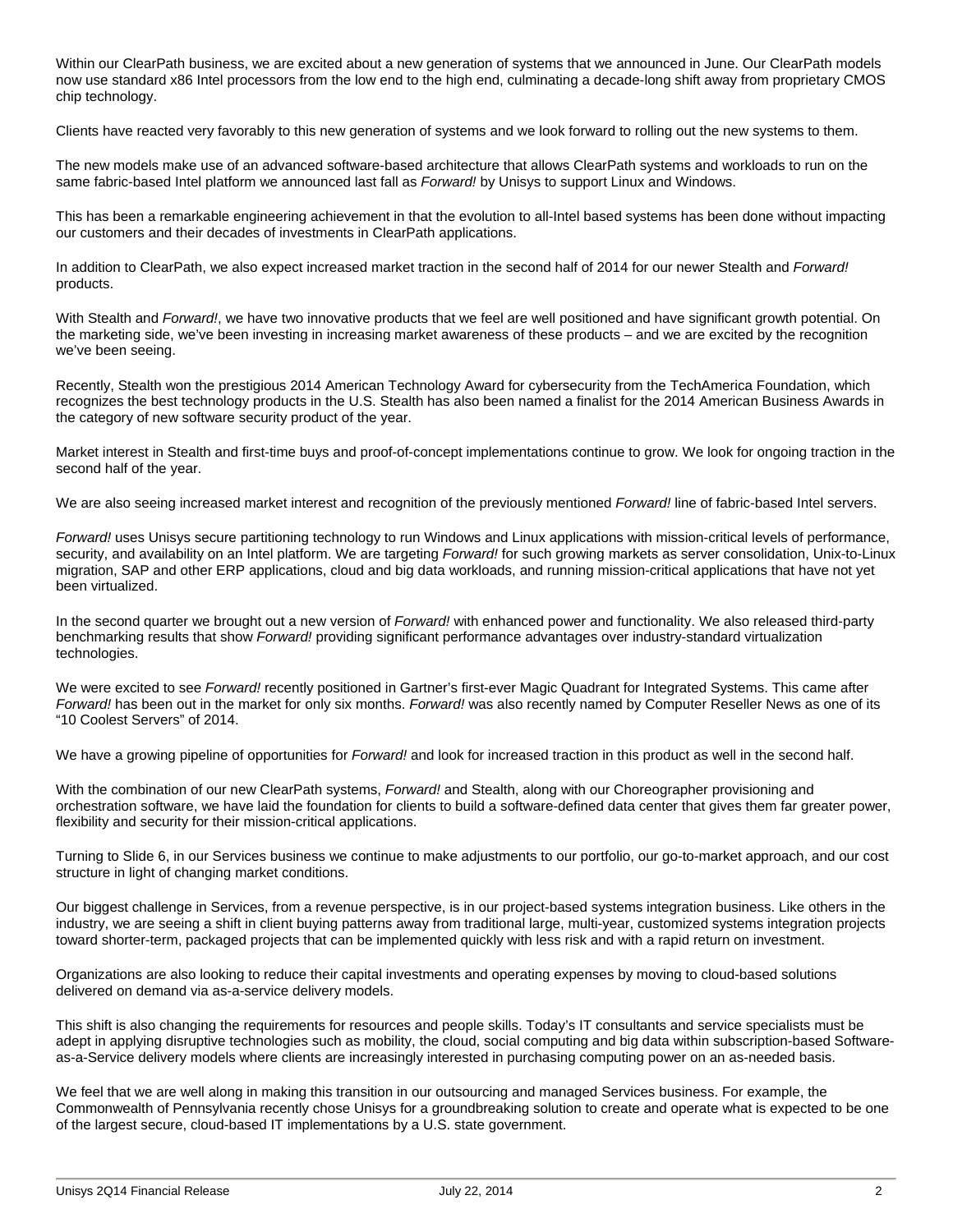Within our ClearPath business, we are excited about a new generation of systems that we announced in June. Our ClearPath models now use standard x86 Intel processors from the low end to the high end, culminating a decade-long shift away from proprietary CMOS chip technology.

Clients have reacted very favorably to this new generation of systems and we look forward to rolling out the new systems to them.

The new models make use of an advanced software-based architecture that allows ClearPath systems and workloads to run on the same fabric-based Intel platform we announced last fall as *Forward!* by Unisys to support Linux and Windows.

This has been a remarkable engineering achievement in that the evolution to all-Intel based systems has been done without impacting our customers and their decades of investments in ClearPath applications.

In addition to ClearPath, we also expect increased market traction in the second half of 2014 for our newer Stealth and *Forward!* products.

With Stealth and *Forward!*, we have two innovative products that we feel are well positioned and have significant growth potential. On the marketing side, we've been investing in increasing market awareness of these products – and we are excited by the recognition we've been seeing.

Recently, Stealth won the prestigious 2014 American Technology Award for cybersecurity from the TechAmerica Foundation, which recognizes the best technology products in the U.S. Stealth has also been named a finalist for the 2014 American Business Awards in the category of new software security product of the year.

Market interest in Stealth and first-time buys and proof-of-concept implementations continue to grow. We look for ongoing traction in the second half of the year.

We are also seeing increased market interest and recognition of the previously mentioned *Forward!* line of fabric-based Intel servers.

*Forward!* uses Unisys secure partitioning technology to run Windows and Linux applications with mission-critical levels of performance, security, and availability on an Intel platform. We are targeting *Forward!* for such growing markets as server consolidation, Unix-to-Linux migration, SAP and other ERP applications, cloud and big data workloads, and running mission-critical applications that have not yet been virtualized.

In the second quarter we brought out a new version of *Forward!* with enhanced power and functionality. We also released third-party benchmarking results that show *Forward!* providing significant performance advantages over industry-standard virtualization technologies.

We were excited to see *Forward!* recently positioned in Gartner's first-ever Magic Quadrant for Integrated Systems. This came after *Forward!* has been out in the market for only six months. *Forward!* was also recently named by Computer Reseller News as one of its "10 Coolest Servers" of 2014.

We have a growing pipeline of opportunities for *Forward!* and look for increased traction in this product as well in the second half.

With the combination of our new ClearPath systems, *Forward!* and Stealth, along with our Choreographer provisioning and orchestration software, we have laid the foundation for clients to build a software-defined data center that gives them far greater power, flexibility and security for their mission-critical applications.

Turning to Slide 6, in our Services business we continue to make adjustments to our portfolio, our go-to-market approach, and our cost structure in light of changing market conditions.

Our biggest challenge in Services, from a revenue perspective, is in our project-based systems integration business. Like others in the industry, we are seeing a shift in client buying patterns away from traditional large, multi-year, customized systems integration projects toward shorter-term, packaged projects that can be implemented quickly with less risk and with a rapid return on investment.

Organizations are also looking to reduce their capital investments and operating expenses by moving to cloud-based solutions delivered on demand via as-a-service delivery models.

This shift is also changing the requirements for resources and people skills. Today's IT consultants and service specialists must be adept in applying disruptive technologies such as mobility, the cloud, social computing and big data within subscription-based Software-as-a-Service delivery models where clients are increasingly interested in purchasing computing power on an as-needed basis.

We feel that we are well along in making this transition in our outsourcing and managed Services business. For example, the Commonwealth of Pennsylvania recently chose Unisys for a groundbreaking solution to create and operate what is expected to be one of the largest secure, cloud-based IT implementations by a U.S. state government.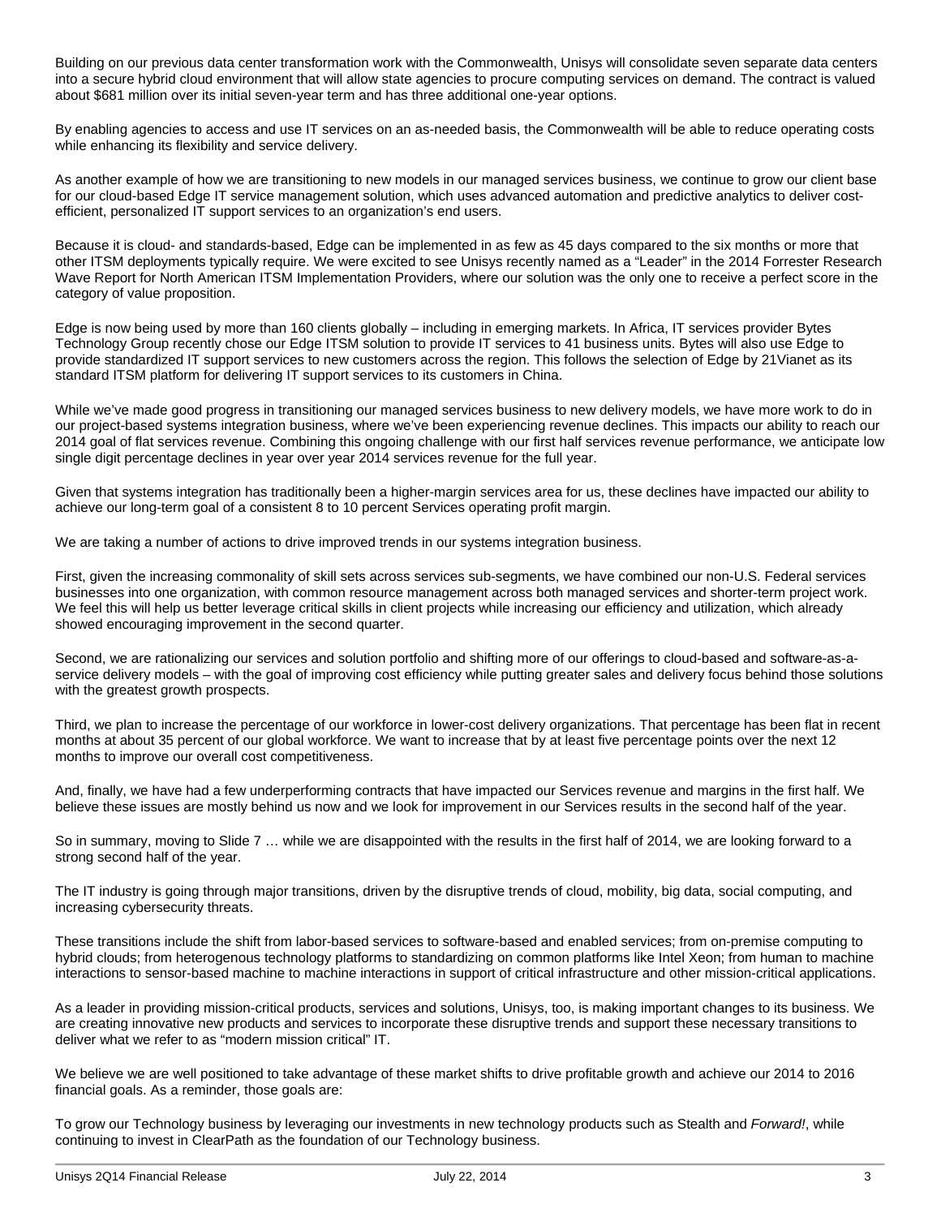Building on our previous data center transformation work with the Commonwealth, Unisys will consolidate seven separate data centers into a secure hybrid cloud environment that will allow state agencies to procure computing services on demand. The contract is valued about $681 million over its initial seven-year term and has three additional one-year options.

By enabling agencies to access and use IT services on an as-needed basis, the Commonwealth will be able to reduce operating costs while enhancing its flexibility and service delivery.

As another example of how we are transitioning to new models in our managed services business, we continue to grow our client base for our cloud-based Edge IT service management solution, which uses advanced automation and predictive analytics to deliver cost-efficient, personalized IT support services to an organization's end users.

Because it is cloud- and standards-based, Edge can be implemented in as few as 45 days compared to the six months or more that other ITSM deployments typically require. We were excited to see Unisys recently named as a "Leader" in the 2014 Forrester Research Wave Report for North American ITSM Implementation Providers, where our solution was the only one to receive a perfect score in the category of value proposition.

Edge is now being used by more than 160 clients globally – including in emerging markets. In Africa, IT services provider Bytes Technology Group recently chose our Edge ITSM solution to provide IT services to 41 business units. Bytes will also use Edge to provide standardized IT support services to new customers across the region. This follows the selection of Edge by 21Vianet as its standard ITSM platform for delivering IT support services to its customers in China.

While we've made good progress in transitioning our managed services business to new delivery models, we have more work to do in our project-based systems integration business, where we've been experiencing revenue declines. This impacts our ability to reach our 2014 goal of flat services revenue. Combining this ongoing challenge with our first half services revenue performance, we anticipate low single digit percentage declines in year over year 2014 services revenue for the full year.

Given that systems integration has traditionally been a higher-margin services area for us, these declines have impacted our ability to achieve our long-term goal of a consistent 8 to 10 percent Services operating profit margin.

We are taking a number of actions to drive improved trends in our systems integration business.

First, given the increasing commonality of skill sets across services sub-segments, we have combined our non-U.S. Federal services businesses into one organization, with common resource management across both managed services and shorter-term project work. We feel this will help us better leverage critical skills in client projects while increasing our efficiency and utilization, which already showed encouraging improvement in the second quarter.

Second, we are rationalizing our services and solution portfolio and shifting more of our offerings to cloud-based and software-as-a-service delivery models – with the goal of improving cost efficiency while putting greater sales and delivery focus behind those solutions with the greatest growth prospects.

Third, we plan to increase the percentage of our workforce in lower-cost delivery organizations. That percentage has been flat in recent months at about 35 percent of our global workforce. We want to increase that by at least five percentage points over the next 12 months to improve our overall cost competitiveness.

And, finally, we have had a few underperforming contracts that have impacted our Services revenue and margins in the first half. We believe these issues are mostly behind us now and we look for improvement in our Services results in the second half of the year.

So in summary, moving to Slide 7 … while we are disappointed with the results in the first half of 2014, we are looking forward to a strong second half of the year.

The IT industry is going through major transitions, driven by the disruptive trends of cloud, mobility, big data, social computing, and increasing cybersecurity threats.

These transitions include the shift from labor-based services to software-based and enabled services; from on-premise computing to hybrid clouds; from heterogenous technology platforms to standardizing on common platforms like Intel Xeon; from human to machine interactions to sensor-based machine to machine interactions in support of critical infrastructure and other mission-critical applications.

As a leader in providing mission-critical products, services and solutions, Unisys, too, is making important changes to its business. We are creating innovative new products and services to incorporate these disruptive trends and support these necessary transitions to deliver what we refer to as "modern mission critical" IT.

We believe we are well positioned to take advantage of these market shifts to drive profitable growth and achieve our 2014 to 2016 financial goals. As a reminder, those goals are:

To grow our Technology business by leveraging our investments in new technology products such as Stealth and *Forward!*, while continuing to invest in ClearPath as the foundation of our Technology business.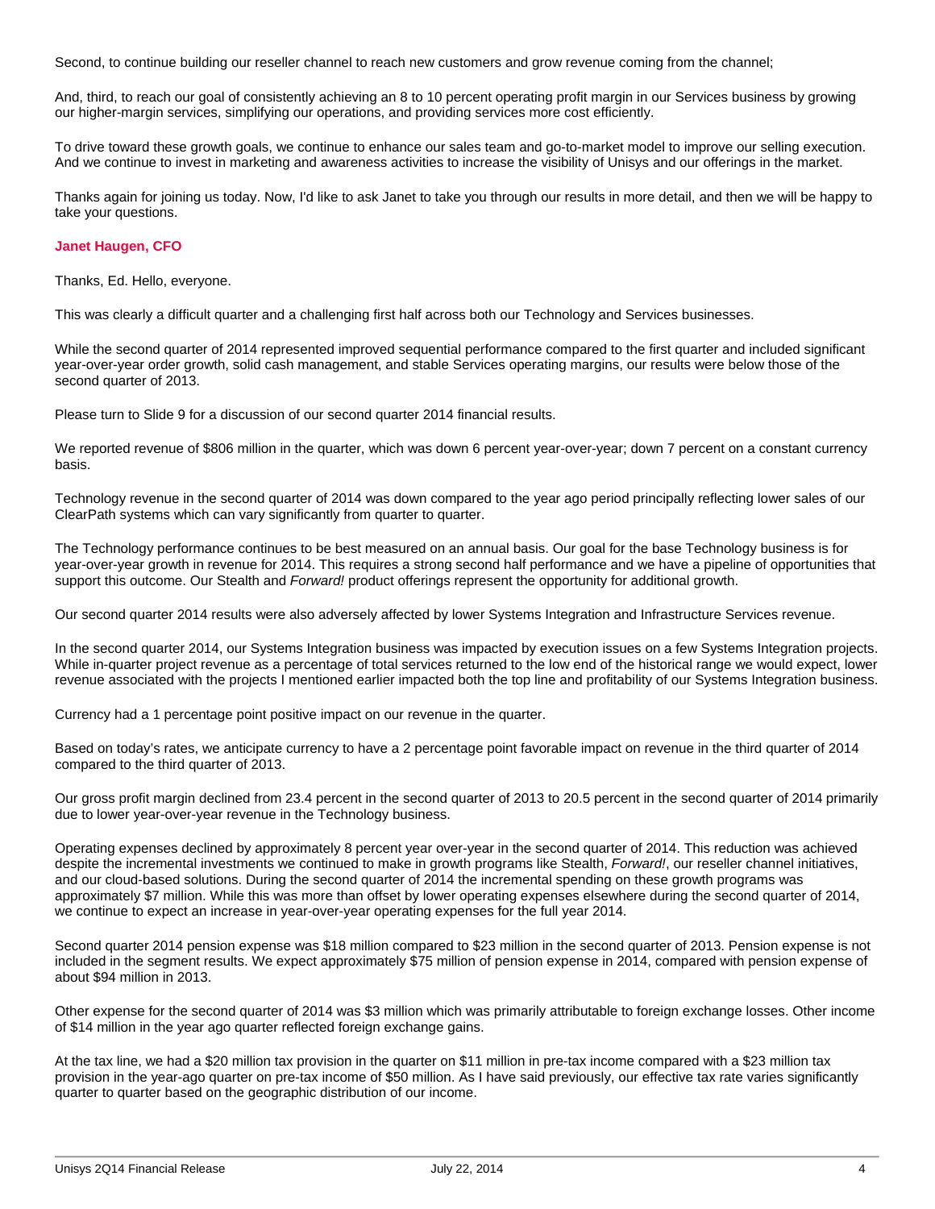Second, to continue building our reseller channel to reach new customers and grow revenue coming from the channel;

And, third, to reach our goal of consistently achieving an 8 to 10 percent operating profit margin in our Services business by growing our higher-margin services, simplifying our operations, and providing services more cost efficiently.

To drive toward these growth goals, we continue to enhance our sales team and go-to-market model to improve our selling execution. And we continue to invest in marketing and awareness activities to increase the visibility of Unisys and our offerings in the market.

Thanks again for joining us today. Now, I'd like to ask Janet to take you through our results in more detail, and then we will be happy to take your questions.

**Janet Haugen, CFO**

Thanks, Ed. Hello, everyone.

This was clearly a difficult quarter and a challenging first half across both our Technology and Services businesses.

While the second quarter of 2014 represented improved sequential performance compared to the first quarter and included significant year-over-year order growth, solid cash management, and stable Services operating margins, our results were below those of the second quarter of 2013.

Please turn to Slide 9 for a discussion of our second quarter 2014 financial results.

We reported revenue of $806 million in the quarter, which was down 6 percent year-over-year; down 7 percent on a constant currency basis.

Technology revenue in the second quarter of 2014 was down compared to the year ago period principally reflecting lower sales of our ClearPath systems which can vary significantly from quarter to quarter.

The Technology performance continues to be best measured on an annual basis. Our goal for the base Technology business is for year-over-year growth in revenue for 2014. This requires a strong second half performance and we have a pipeline of opportunities that support this outcome. Our Stealth and *Forward!* product offerings represent the opportunity for additional growth.

Our second quarter 2014 results were also adversely affected by lower Systems Integration and Infrastructure Services revenue.

In the second quarter 2014, our Systems Integration business was impacted by execution issues on a few Systems Integration projects. While in-quarter project revenue as a percentage of total services returned to the low end of the historical range we would expect, lower revenue associated with the projects I mentioned earlier impacted both the top line and profitability of our Systems Integration business.

Currency had a 1 percentage point positive impact on our revenue in the quarter.

Based on today's rates, we anticipate currency to have a 2 percentage point favorable impact on revenue in the third quarter of 2014 compared to the third quarter of 2013.

Our gross profit margin declined from 23.4 percent in the second quarter of 2013 to 20.5 percent in the second quarter of 2014 primarily due to lower year-over-year revenue in the Technology business.

Operating expenses declined by approximately 8 percent year over-year in the second quarter of 2014. This reduction was achieved despite the incremental investments we continued to make in growth programs like Stealth, *Forward!*, our reseller channel initiatives, and our cloud-based solutions. During the second quarter of 2014 the incremental spending on these growth programs was approximately $7 million. While this was more than offset by lower operating expenses elsewhere during the second quarter of 2014, we continue to expect an increase in year-over-year operating expenses for the full year 2014.

Second quarter 2014 pension expense was $18 million compared to $23 million in the second quarter of 2013. Pension expense is not included in the segment results. We expect approximately $75 million of pension expense in 2014, compared with pension expense of about $94 million in 2013.

Other expense for the second quarter of 2014 was $3 million which was primarily attributable to foreign exchange losses. Other income of $14 million in the year ago quarter reflected foreign exchange gains.

At the tax line, we had a $20 million tax provision in the quarter on $11 million in pre-tax income compared with a $23 million tax provision in the year-ago quarter on pre-tax income of $50 million. As I have said previously, our effective tax rate varies significantly quarter to quarter based on the geographic distribution of our income.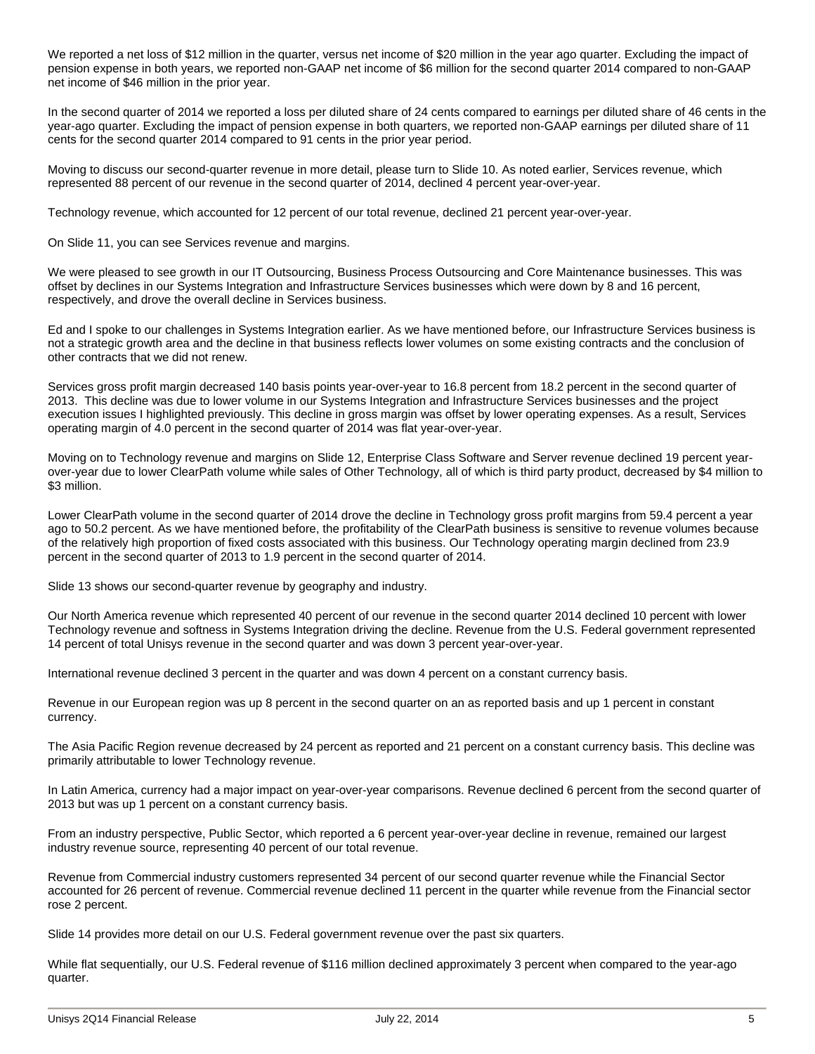We reported a net loss of $12 million in the quarter, versus net income of $20 million in the year ago quarter. Excluding the impact of pension expense in both years, we reported non-GAAP net income of $6 million for the second quarter 2014 compared to non-GAAP net income of $46 million in the prior year.

In the second quarter of 2014 we reported a loss per diluted share of 24 cents compared to earnings per diluted share of 46 cents in the year-ago quarter. Excluding the impact of pension expense in both quarters, we reported non-GAAP earnings per diluted share of 11 cents for the second quarter 2014 compared to 91 cents in the prior year period.

Moving to discuss our second-quarter revenue in more detail, please turn to Slide 10. As noted earlier, Services revenue, which represented 88 percent of our revenue in the second quarter of 2014, declined 4 percent year-over-year.

Technology revenue, which accounted for 12 percent of our total revenue, declined 21 percent year-over-year.

On Slide 11, you can see Services revenue and margins.

We were pleased to see growth in our IT Outsourcing, Business Process Outsourcing and Core Maintenance businesses. This was offset by declines in our Systems Integration and Infrastructure Services businesses which were down by 8 and 16 percent, respectively, and drove the overall decline in Services business.

Ed and I spoke to our challenges in Systems Integration earlier. As we have mentioned before, our Infrastructure Services business is not a strategic growth area and the decline in that business reflects lower volumes on some existing contracts and the conclusion of other contracts that we did not renew.

Services gross profit margin decreased 140 basis points year-over-year to 16.8 percent from 18.2 percent in the second quarter of 2013. This decline was due to lower volume in our Systems Integration and Infrastructure Services businesses and the project execution issues I highlighted previously. This decline in gross margin was offset by lower operating expenses. As a result, Services operating margin of 4.0 percent in the second quarter of 2014 was flat year-over-year.

Moving on to Technology revenue and margins on Slide 12, Enterprise Class Software and Server revenue declined 19 percent year-over-year due to lower ClearPath volume while sales of Other Technology, all of which is third party product, decreased by $4 million to $3 million.

Lower ClearPath volume in the second quarter of 2014 drove the decline in Technology gross profit margins from 59.4 percent a year ago to 50.2 percent. As we have mentioned before, the profitability of the ClearPath business is sensitive to revenue volumes because of the relatively high proportion of fixed costs associated with this business. Our Technology operating margin declined from 23.9 percent in the second quarter of 2013 to 1.9 percent in the second quarter of 2014.

Slide 13 shows our second-quarter revenue by geography and industry.

Our North America revenue which represented 40 percent of our revenue in the second quarter 2014 declined 10 percent with lower Technology revenue and softness in Systems Integration driving the decline. Revenue from the U.S. Federal government represented 14 percent of total Unisys revenue in the second quarter and was down 3 percent year-over-year.

International revenue declined 3 percent in the quarter and was down 4 percent on a constant currency basis.

Revenue in our European region was up 8 percent in the second quarter on an as reported basis and up 1 percent in constant currency.

The Asia Pacific Region revenue decreased by 24 percent as reported and 21 percent on a constant currency basis. This decline was primarily attributable to lower Technology revenue.

In Latin America, currency had a major impact on year-over-year comparisons. Revenue declined 6 percent from the second quarter of 2013 but was up 1 percent on a constant currency basis.

From an industry perspective, Public Sector, which reported a 6 percent year-over-year decline in revenue, remained our largest industry revenue source, representing 40 percent of our total revenue.

Revenue from Commercial industry customers represented 34 percent of our second quarter revenue while the Financial Sector accounted for 26 percent of revenue. Commercial revenue declined 11 percent in the quarter while revenue from the Financial sector rose 2 percent.

Slide 14 provides more detail on our U.S. Federal government revenue over the past six quarters.

While flat sequentially, our U.S. Federal revenue of $116 million declined approximately 3 percent when compared to the year-ago quarter.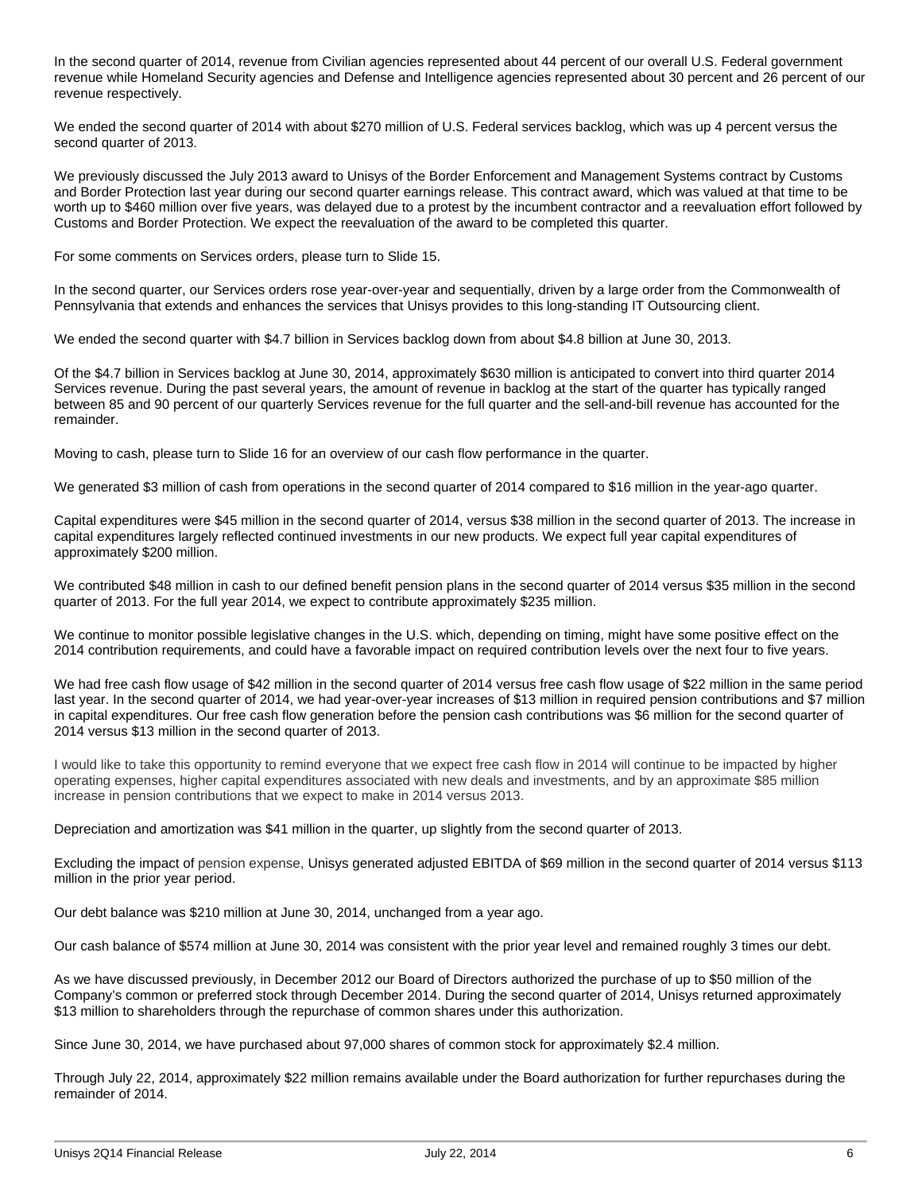In the second quarter of 2014, revenue from Civilian agencies represented about 44 percent of our overall U.S. Federal government revenue while Homeland Security agencies and Defense and Intelligence agencies represented about 30 percent and 26 percent of our revenue respectively.

We ended the second quarter of 2014 with about $270 million of U.S. Federal services backlog, which was up 4 percent versus the second quarter of 2013.

We previously discussed the July 2013 award to Unisys of the Border Enforcement and Management Systems contract by Customs and Border Protection last year during our second quarter earnings release. This contract award, which was valued at that time to be worth up to $460 million over five years, was delayed due to a protest by the incumbent contractor and a reevaluation effort followed by Customs and Border Protection. We expect the reevaluation of the award to be completed this quarter.

For some comments on Services orders, please turn to Slide 15.

In the second quarter, our Services orders rose year-over-year and sequentially, driven by a large order from the Commonwealth of Pennsylvania that extends and enhances the services that Unisys provides to this long-standing IT Outsourcing client.

We ended the second quarter with $4.7 billion in Services backlog down from about $4.8 billion at June 30, 2013.

Of the $4.7 billion in Services backlog at June 30, 2014, approximately $630 million is anticipated to convert into third quarter 2014 Services revenue. During the past several years, the amount of revenue in backlog at the start of the quarter has typically ranged between 85 and 90 percent of our quarterly Services revenue for the full quarter and the sell-and-bill revenue has accounted for the remainder.

Moving to cash, please turn to Slide 16 for an overview of our cash flow performance in the quarter.

We generated $3 million of cash from operations in the second quarter of 2014 compared to $16 million in the year-ago quarter.

Capital expenditures were $45 million in the second quarter of 2014, versus $38 million in the second quarter of 2013. The increase in capital expenditures largely reflected continued investments in our new products. We expect full year capital expenditures of approximately $200 million.

We contributed $48 million in cash to our defined benefit pension plans in the second quarter of 2014 versus $35 million in the second quarter of 2013. For the full year 2014, we expect to contribute approximately $235 million.

We continue to monitor possible legislative changes in the U.S. which, depending on timing, might have some positive effect on the 2014 contribution requirements, and could have a favorable impact on required contribution levels over the next four to five years.

We had free cash flow usage of $42 million in the second quarter of 2014 versus free cash flow usage of $22 million in the same period last year. In the second quarter of 2014, we had year-over-year increases of $13 million in required pension contributions and $7 million in capital expenditures. Our free cash flow generation before the pension cash contributions was $6 million for the second quarter of 2014 versus $13 million in the second quarter of 2013.

I would like to take this opportunity to remind everyone that we expect free cash flow in 2014 will continue to be impacted by higher operating expenses, higher capital expenditures associated with new deals and investments, and by an approximate $85 million increase in pension contributions that we expect to make in 2014 versus 2013.

Depreciation and amortization was $41 million in the quarter, up slightly from the second quarter of 2013.

Excluding the impact of pension expense, Unisys generated adjusted EBITDA of $69 million in the second quarter of 2014 versus $113 million in the prior year period.

Our debt balance was $210 million at June 30, 2014, unchanged from a year ago.

Our cash balance of $574 million at June 30, 2014 was consistent with the prior year level and remained roughly 3 times our debt.

As we have discussed previously, in December 2012 our Board of Directors authorized the purchase of up to $50 million of the Company's common or preferred stock through December 2014. During the second quarter of 2014, Unisys returned approximately $13 million to shareholders through the repurchase of common shares under this authorization.

Since June 30, 2014, we have purchased about 97,000 shares of common stock for approximately $2.4 million.

Through July 22, 2014, approximately $22 million remains available under the Board authorization for further repurchases during the remainder of 2014.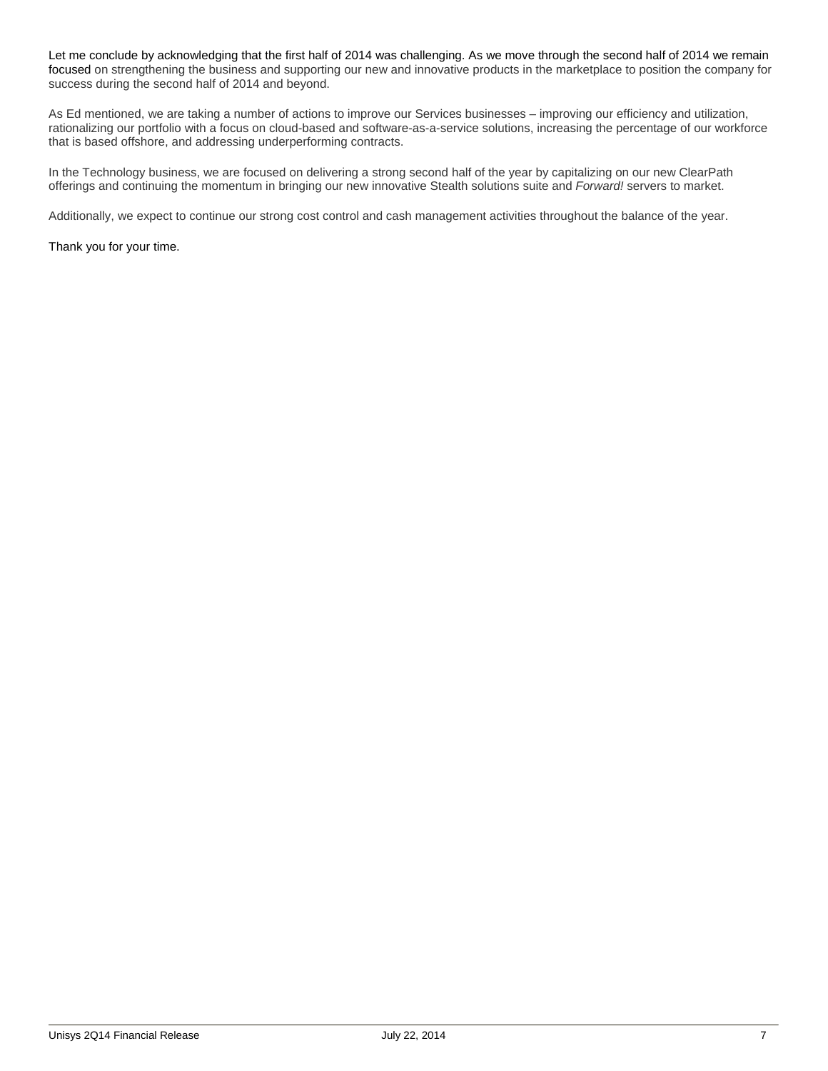Let me conclude by acknowledging that the first half of 2014 was challenging. As we move through the second half of 2014 we remain focused on strengthening the business and supporting our new and innovative products in the marketplace to position the company for success during the second half of 2014 and beyond.

As Ed mentioned, we are taking a number of actions to improve our Services businesses – improving our efficiency and utilization, rationalizing our portfolio with a focus on cloud-based and software-as-a-service solutions, increasing the percentage of our workforce that is based offshore, and addressing underperforming contracts.

In the Technology business, we are focused on delivering a strong second half of the year by capitalizing on our new ClearPath offerings and continuing the momentum in bringing our new innovative Stealth solutions suite and *Forward!* servers to market.

Additionally, we expect to continue our strong cost control and cash management activities throughout the balance of the year.

Thank you for your time.